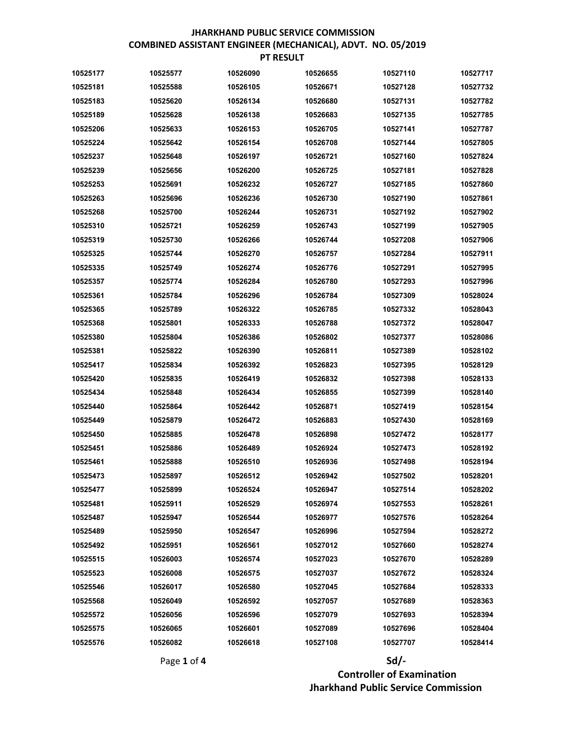# JHARKHAND PUBLIC SERVICE COMMISSION
## COMBINED ASSISTANT ENGINEER (MECHANICAL), ADVT. NO. 05/2019
### PT RESULT

| | | | | | |
|---|---|---|---|---|---|
| 10525177 | 10525577 | 10526090 | 10526655 | 10527110 | 10527717 |
| 10525181 | 10525588 | 10526105 | 10526671 | 10527128 | 10527732 |
| 10525183 | 10525620 | 10526134 | 10526680 | 10527131 | 10527782 |
| 10525189 | 10525628 | 10526138 | 10526683 | 10527135 | 10527785 |
| 10525206 | 10525633 | 10526153 | 10526705 | 10527141 | 10527787 |
| 10525224 | 10525642 | 10526154 | 10526708 | 10527144 | 10527805 |
| 10525237 | 10525648 | 10526197 | 10526721 | 10527160 | 10527824 |
| 10525239 | 10525656 | 10526200 | 10526725 | 10527181 | 10527828 |
| 10525253 | 10525691 | 10526232 | 10526727 | 10527185 | 10527860 |
| 10525263 | 10525696 | 10526236 | 10526730 | 10527190 | 10527861 |
| 10525268 | 10525700 | 10526244 | 10526731 | 10527192 | 10527902 |
| 10525310 | 10525721 | 10526259 | 10526743 | 10527199 | 10527905 |
| 10525319 | 10525730 | 10526266 | 10526744 | 10527208 | 10527906 |
| 10525325 | 10525744 | 10526270 | 10526757 | 10527284 | 10527911 |
| 10525335 | 10525749 | 10526274 | 10526776 | 10527291 | 10527995 |
| 10525357 | 10525774 | 10526284 | 10526780 | 10527293 | 10527996 |
| 10525361 | 10525784 | 10526296 | 10526784 | 10527309 | 10528024 |
| 10525365 | 10525789 | 10526322 | 10526785 | 10527332 | 10528043 |
| 10525368 | 10525801 | 10526333 | 10526788 | 10527372 | 10528047 |
| 10525380 | 10525804 | 10526386 | 10526802 | 10527377 | 10528086 |
| 10525381 | 10525822 | 10526390 | 10526811 | 10527389 | 10528102 |
| 10525417 | 10525834 | 10526392 | 10526823 | 10527395 | 10528129 |
| 10525420 | 10525835 | 10526419 | 10526832 | 10527398 | 10528133 |
| 10525434 | 10525848 | 10526434 | 10526855 | 10527399 | 10528140 |
| 10525440 | 10525864 | 10526442 | 10526871 | 10527419 | 10528154 |
| 10525449 | 10525879 | 10526472 | 10526883 | 10527430 | 10528169 |
| 10525450 | 10525885 | 10526478 | 10526898 | 10527472 | 10528177 |
| 10525451 | 10525886 | 10526489 | 10526924 | 10527473 | 10528192 |
| 10525461 | 10525888 | 10526510 | 10526936 | 10527498 | 10528194 |
| 10525473 | 10525897 | 10526512 | 10526942 | 10527502 | 10528201 |
| 10525477 | 10525899 | 10526524 | 10526947 | 10527514 | 10528202 |
| 10525481 | 10525911 | 10526529 | 10526974 | 10527553 | 10528261 |
| 10525487 | 10525947 | 10526544 | 10526977 | 10527576 | 10528264 |
| 10525489 | 10525950 | 10526547 | 10526996 | 10527594 | 10528272 |
| 10525492 | 10525951 | 10526561 | 10527012 | 10527660 | 10528274 |
| 10525515 | 10526003 | 10526574 | 10527023 | 10527670 | 10528289 |
| 10525523 | 10526008 | 10526575 | 10527037 | 10527672 | 10528324 |
| 10525546 | 10526017 | 10526580 | 10527045 | 10527684 | 10528333 |
| 10525568 | 10526049 | 10526592 | 10527057 | 10527689 | 10528363 |
| 10525572 | 10526056 | 10526596 | 10527079 | 10527693 | 10528394 |
| 10525575 | 10526065 | 10526601 | 10527089 | 10527696 | 10528404 |
| 10525576 | 10526082 | 10526618 | 10527108 | 10527707 | 10528414 |

**Sd/-**
**Controller of Examination**
**Jharkhand Public Service Commission**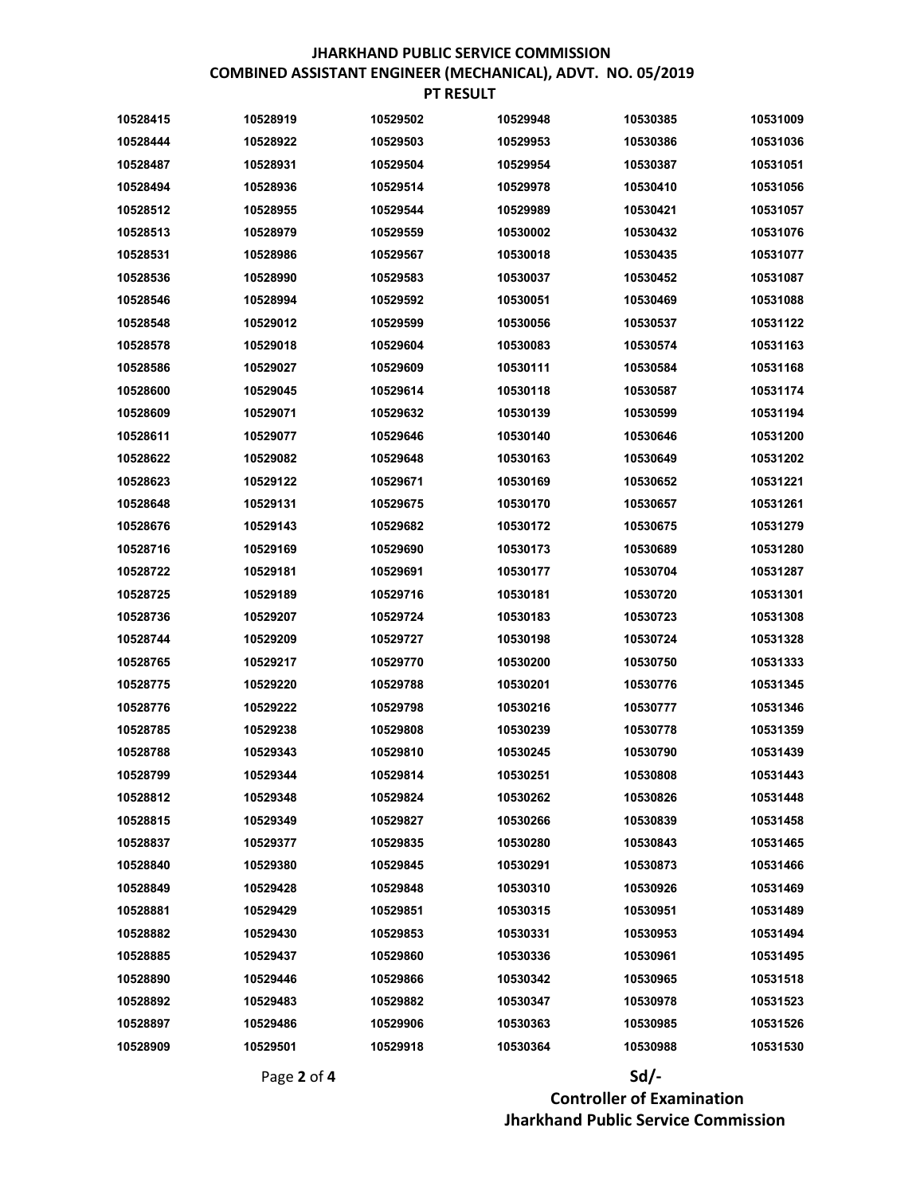**JHARKHAND PUBLIC SERVICE COMMISSION**
**COMBINED ASSISTANT ENGINEER (MECHANICAL), ADVT. NO. 05/2019**
**PT RESULT**

| | | | | | |
|---|---|---|---|---|---|
| 10528415 | 10528919 | 10529502 | 10529948 | 10530385 | 10531009 |
| 10528444 | 10528922 | 10529503 | 10529953 | 10530386 | 10531036 |
| 10528487 | 10528931 | 10529504 | 10529954 | 10530387 | 10531051 |
| 10528494 | 10528936 | 10529514 | 10529978 | 10530410 | 10531056 |
| 10528512 | 10528955 | 10529544 | 10529989 | 10530421 | 10531057 |
| 10528513 | 10528979 | 10529559 | 10530002 | 10530432 | 10531076 |
| 10528531 | 10528986 | 10529567 | 10530018 | 10530435 | 10531077 |
| 10528536 | 10528990 | 10529583 | 10530037 | 10530452 | 10531087 |
| 10528546 | 10528994 | 10529592 | 10530051 | 10530469 | 10531088 |
| 10528548 | 10529012 | 10529599 | 10530056 | 10530537 | 10531122 |
| 10528578 | 10529018 | 10529604 | 10530083 | 10530574 | 10531163 |
| 10528586 | 10529027 | 10529609 | 10530111 | 10530584 | 10531168 |
| 10528600 | 10529045 | 10529614 | 10530118 | 10530587 | 10531174 |
| 10528609 | 10529071 | 10529632 | 10530139 | 10530599 | 10531194 |
| 10528611 | 10529077 | 10529646 | 10530140 | 10530646 | 10531200 |
| 10528622 | 10529082 | 10529648 | 10530163 | 10530649 | 10531202 |
| 10528623 | 10529122 | 10529671 | 10530169 | 10530652 | 10531221 |
| 10528648 | 10529131 | 10529675 | 10530170 | 10530657 | 10531261 |
| 10528676 | 10529143 | 10529682 | 10530172 | 10530675 | 10531279 |
| 10528716 | 10529169 | 10529690 | 10530173 | 10530689 | 10531280 |
| 10528722 | 10529181 | 10529691 | 10530177 | 10530704 | 10531287 |
| 10528725 | 10529189 | 10529716 | 10530181 | 10530720 | 10531301 |
| 10528736 | 10529207 | 10529724 | 10530183 | 10530723 | 10531308 |
| 10528744 | 10529209 | 10529727 | 10530198 | 10530724 | 10531328 |
| 10528765 | 10529217 | 10529770 | 10530200 | 10530750 | 10531333 |
| 10528775 | 10529220 | 10529788 | 10530201 | 10530776 | 10531345 |
| 10528776 | 10529222 | 10529798 | 10530216 | 10530777 | 10531346 |
| 10528785 | 10529238 | 10529808 | 10530239 | 10530778 | 10531359 |
| 10528788 | 10529343 | 10529810 | 10530245 | 10530790 | 10531439 |
| 10528799 | 10529344 | 10529814 | 10530251 | 10530808 | 10531443 |
| 10528812 | 10529348 | 10529824 | 10530262 | 10530826 | 10531448 |
| 10528815 | 10529349 | 10529827 | 10530266 | 10530839 | 10531458 |
| 10528837 | 10529377 | 10529835 | 10530280 | 10530843 | 10531465 |
| 10528840 | 10529380 | 10529845 | 10530291 | 10530873 | 10531466 |
| 10528849 | 10529428 | 10529848 | 10530310 | 10530926 | 10531469 |
| 10528881 | 10529429 | 10529851 | 10530315 | 10530951 | 10531489 |
| 10528882 | 10529430 | 10529853 | 10530331 | 10530953 | 10531494 |
| 10528885 | 10529437 | 10529860 | 10530336 | 10530961 | 10531495 |
| 10528890 | 10529446 | 10529866 | 10530342 | 10530965 | 10531518 |
| 10528892 | 10529483 | 10529882 | 10530347 | 10530978 | 10531523 |
| 10528897 | 10529486 | 10529906 | 10530363 | 10530985 | 10531526 |
| 10528909 | 10529501 | 10529918 | 10530364 | 10530988 | 10531530 |

**Sd/-**
**Controller of Examination**
**Jharkhand Public Service Commission**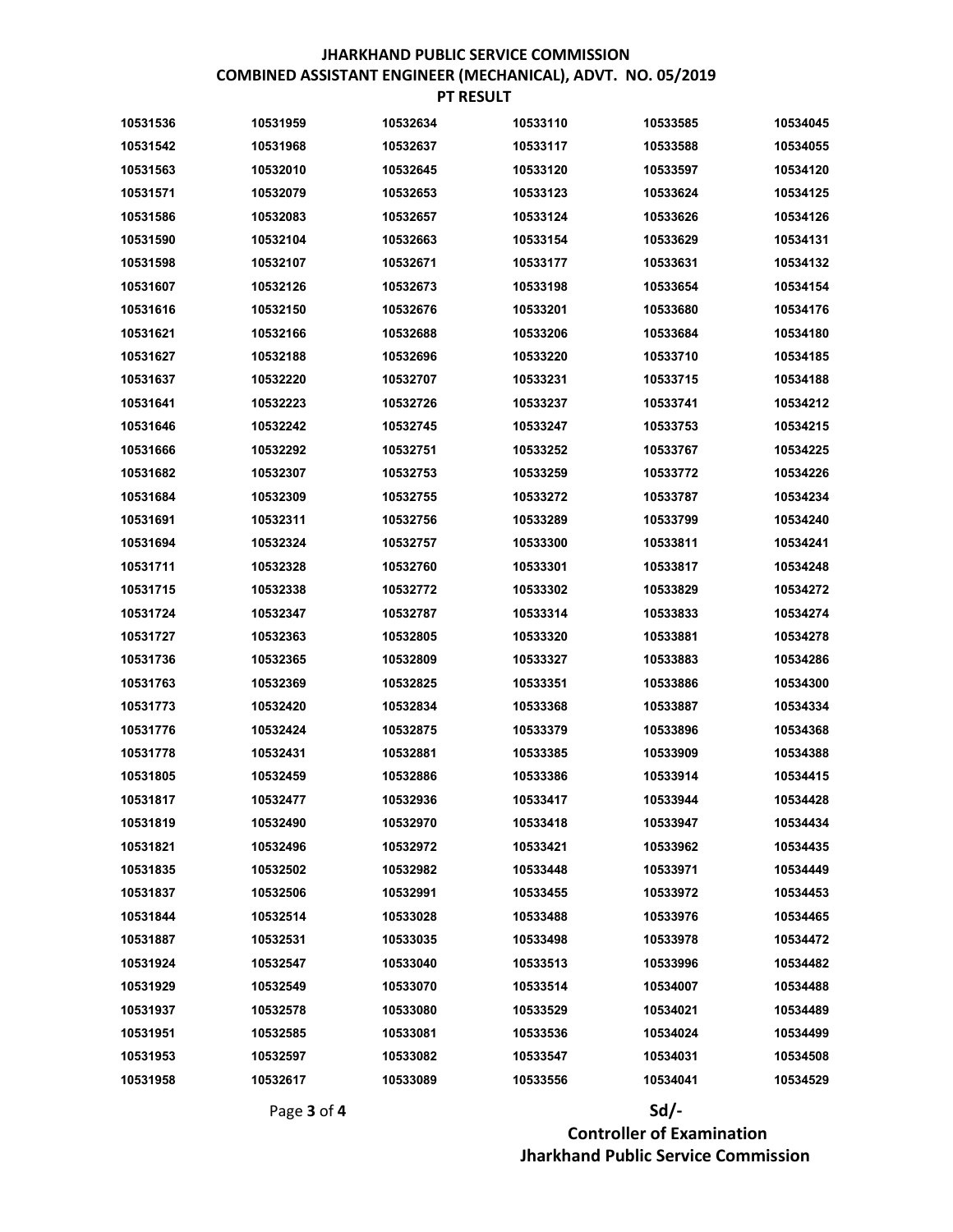**JHARKHAND PUBLIC SERVICE COMMISSION**
**COMBINED ASSISTANT ENGINEER (MECHANICAL), ADVT. NO. 05/2019**
**PT RESULT**

| | | | | | |
|---|---|---|---|---|---|
| 10531536 | 10531959 | 10532634 | 10533110 | 10533585 | 10534045 |
| 10531542 | 10531968 | 10532637 | 10533117 | 10533588 | 10534055 |
| 10531563 | 10532010 | 10532645 | 10533120 | 10533597 | 10534120 |
| 10531571 | 10532079 | 10532653 | 10533123 | 10533624 | 10534125 |
| 10531586 | 10532083 | 10532657 | 10533124 | 10533626 | 10534126 |
| 10531590 | 10532104 | 10532663 | 10533154 | 10533629 | 10534131 |
| 10531598 | 10532107 | 10532671 | 10533177 | 10533631 | 10534132 |
| 10531607 | 10532126 | 10532673 | 10533198 | 10533654 | 10534154 |
| 10531616 | 10532150 | 10532676 | 10533201 | 10533680 | 10534176 |
| 10531621 | 10532166 | 10532688 | 10533206 | 10533684 | 10534180 |
| 10531627 | 10532188 | 10532696 | 10533220 | 10533710 | 10534185 |
| 10531637 | 10532220 | 10532707 | 10533231 | 10533715 | 10534188 |
| 10531641 | 10532223 | 10532726 | 10533237 | 10533741 | 10534212 |
| 10531646 | 10532242 | 10532745 | 10533247 | 10533753 | 10534215 |
| 10531666 | 10532292 | 10532751 | 10533252 | 10533767 | 10534225 |
| 10531682 | 10532307 | 10532753 | 10533259 | 10533772 | 10534226 |
| 10531684 | 10532309 | 10532755 | 10533272 | 10533787 | 10534234 |
| 10531691 | 10532311 | 10532756 | 10533289 | 10533799 | 10534240 |
| 10531694 | 10532324 | 10532757 | 10533300 | 10533811 | 10534241 |
| 10531711 | 10532328 | 10532760 | 10533301 | 10533817 | 10534248 |
| 10531715 | 10532338 | 10532772 | 10533302 | 10533829 | 10534272 |
| 10531724 | 10532347 | 10532787 | 10533314 | 10533833 | 10534274 |
| 10531727 | 10532363 | 10532805 | 10533320 | 10533881 | 10534278 |
| 10531736 | 10532365 | 10532809 | 10533327 | 10533883 | 10534286 |
| 10531763 | 10532369 | 10532825 | 10533351 | 10533886 | 10534300 |
| 10531773 | 10532420 | 10532834 | 10533368 | 10533887 | 10534334 |
| 10531776 | 10532424 | 10532875 | 10533379 | 10533896 | 10534368 |
| 10531778 | 10532431 | 10532881 | 10533385 | 10533909 | 10534388 |
| 10531805 | 10532459 | 10532886 | 10533386 | 10533914 | 10534415 |
| 10531817 | 10532477 | 10532936 | 10533417 | 10533944 | 10534428 |
| 10531819 | 10532490 | 10532970 | 10533418 | 10533947 | 10534434 |
| 10531821 | 10532496 | 10532972 | 10533421 | 10533962 | 10534435 |
| 10531835 | 10532502 | 10532982 | 10533448 | 10533971 | 10534449 |
| 10531837 | 10532506 | 10532991 | 10533455 | 10533972 | 10534453 |
| 10531844 | 10532514 | 10533028 | 10533488 | 10533976 | 10534465 |
| 10531887 | 10532531 | 10533035 | 10533498 | 10533978 | 10534472 |
| 10531924 | 10532547 | 10533040 | 10533513 | 10533996 | 10534482 |
| 10531929 | 10532549 | 10533070 | 10533514 | 10534007 | 10534488 |
| 10531937 | 10532578 | 10533080 | 10533529 | 10534021 | 10534489 |
| 10531951 | 10532585 | 10533081 | 10533536 | 10534024 | 10534499 |
| 10531953 | 10532597 | 10533082 | 10533547 | 10534031 | 10534508 |
| 10531958 | 10532617 | 10533089 | 10533556 | 10534041 | 10534529 |

**Sd/-**
**Controller of Examination**
**Jharkhand Public Service Commission**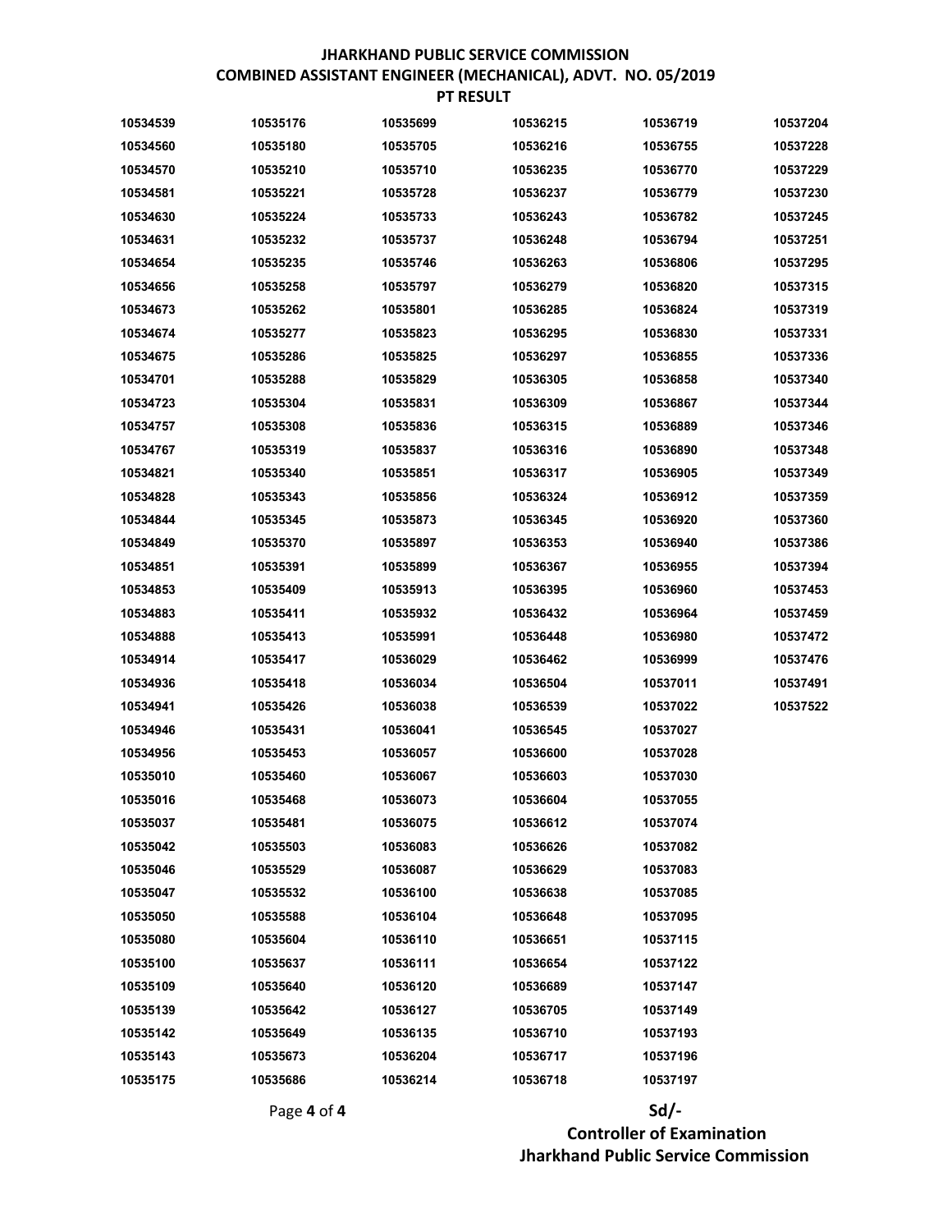**JHARKHAND PUBLIC SERVICE COMMISSION**
**COMBINED ASSISTANT ENGINEER (MECHANICAL), ADVT. NO. 05/2019**
**PT RESULT**

| | | | | | |
|---|---|---|---|---|---|
| 10534539 | 10535176 | 10535699 | 10536215 | 10536719 | 10537204 |
| 10534560 | 10535180 | 10535705 | 10536216 | 10536755 | 10537228 |
| 10534570 | 10535210 | 10535710 | 10536235 | 10536770 | 10537229 |
| 10534581 | 10535221 | 10535728 | 10536237 | 10536779 | 10537230 |
| 10534630 | 10535224 | 10535733 | 10536243 | 10536782 | 10537245 |
| 10534631 | 10535232 | 10535737 | 10536248 | 10536794 | 10537251 |
| 10534654 | 10535235 | 10535746 | 10536263 | 10536806 | 10537295 |
| 10534656 | 10535258 | 10535797 | 10536279 | 10536820 | 10537315 |
| 10534673 | 10535262 | 10535801 | 10536285 | 10536824 | 10537319 |
| 10534674 | 10535277 | 10535823 | 10536295 | 10536830 | 10537331 |
| 10534675 | 10535286 | 10535825 | 10536297 | 10536855 | 10537336 |
| 10534701 | 10535288 | 10535829 | 10536305 | 10536858 | 10537340 |
| 10534723 | 10535304 | 10535831 | 10536309 | 10536867 | 10537344 |
| 10534757 | 10535308 | 10535836 | 10536315 | 10536889 | 10537346 |
| 10534767 | 10535319 | 10535837 | 10536316 | 10536890 | 10537348 |
| 10534821 | 10535340 | 10535851 | 10536317 | 10536905 | 10537349 |
| 10534828 | 10535343 | 10535856 | 10536324 | 10536912 | 10537359 |
| 10534844 | 10535345 | 10535873 | 10536345 | 10536920 | 10537360 |
| 10534849 | 10535370 | 10535897 | 10536353 | 10536940 | 10537386 |
| 10534851 | 10535391 | 10535899 | 10536367 | 10536955 | 10537394 |
| 10534853 | 10535409 | 10535913 | 10536395 | 10536960 | 10537453 |
| 10534883 | 10535411 | 10535932 | 10536432 | 10536964 | 10537459 |
| 10534888 | 10535413 | 10535991 | 10536448 | 10536980 | 10537472 |
| 10534914 | 10535417 | 10536029 | 10536462 | 10536999 | 10537476 |
| 10534936 | 10535418 | 10536034 | 10536504 | 10537011 | 10537491 |
| 10534941 | 10535426 | 10536038 | 10536539 | 10537022 | 10537522 |
| 10534946 | 10535431 | 10536041 | 10536545 | 10537027 | |
| 10534956 | 10535453 | 10536057 | 10536600 | 10537028 | |
| 10535010 | 10535460 | 10536067 | 10536603 | 10537030 | |
| 10535016 | 10535468 | 10536073 | 10536604 | 10537055 | |
| 10535037 | 10535481 | 10536075 | 10536612 | 10537074 | |
| 10535042 | 10535503 | 10536083 | 10536626 | 10537082 | |
| 10535046 | 10535529 | 10536087 | 10536629 | 10537083 | |
| 10535047 | 10535532 | 10536100 | 10536638 | 10537085 | |
| 10535050 | 10535588 | 10536104 | 10536648 | 10537095 | |
| 10535080 | 10535604 | 10536110 | 10536651 | 10537115 | |
| 10535100 | 10535637 | 10536111 | 10536654 | 10537122 | |
| 10535109 | 10535640 | 10536120 | 10536689 | 10537147 | |
| 10535139 | 10535642 | 10536127 | 10536705 | 10537149 | |
| 10535142 | 10535649 | 10536135 | 10536710 | 10537193 | |
| 10535143 | 10535673 | 10536204 | 10536717 | 10537196 | |
| 10535175 | 10535686 | 10536214 | 10536718 | 10537197 | |

**Sd/-**
**Controller of Examination**
**Jharkhand Public Service Commission**